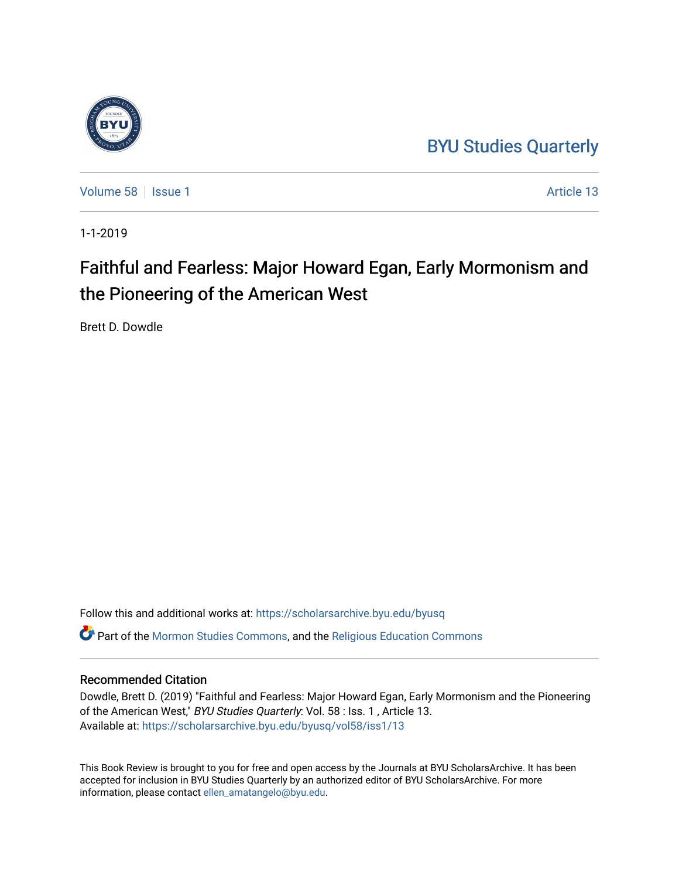BYU Studies Quarterly

Volume 58 | Issue 1 | Article 13

1-1-2019

# Faithful and Fearless: Major Howard Egan, Early Mormonism and the Pioneering of the American West

Brett D. Dowdle

Follow this and additional works at: https://scholarsarchive.byu.edu/byusq

Part of the Mormon Studies Commons, and the Religious Education Commons

## Recommended Citation

Dowdle, Brett D. (2019) "Faithful and Fearless: Major Howard Egan, Early Mormonism and the Pioneering of the American West," *BYU Studies Quarterly*: Vol. 58 : Iss. 1 , Article 13.
Available at: https://scholarsarchive.byu.edu/byusq/vol58/iss1/13

This Book Review is brought to you for free and open access by the Journals at BYU ScholarsArchive. It has been accepted for inclusion in BYU Studies Quarterly by an authorized editor of BYU ScholarsArchive. For more information, please contact ellen_amatangelo@byu.edu.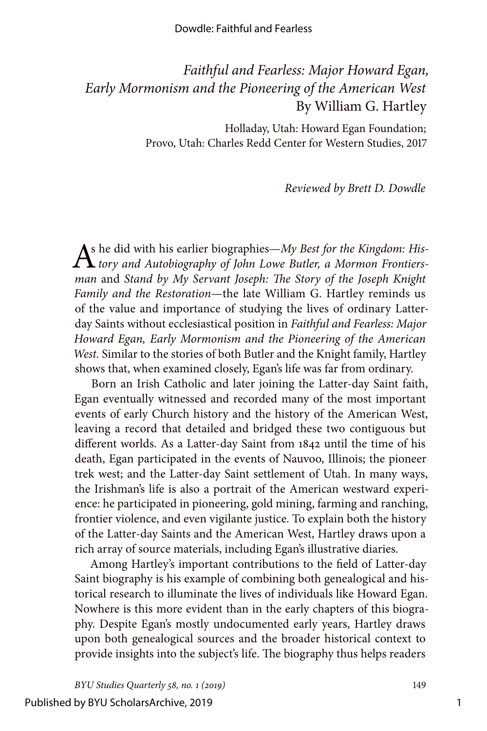*Faithful and Fearless: Major Howard Egan, Early Mormonism and the Pioneering of the American West*
By William G. Hartley

Holladay, Utah: Howard Egan Foundation;
Provo, Utah: Charles Redd Center for Western Studies, 2017

*Reviewed by Brett D. Dowdle*

As he did with his earlier biographies—*My Best for the Kingdom: History and Autobiography of John Lowe Butler, a Mormon Frontiersman* and *Stand by My Servant Joseph: The Story of the Joseph Knight Family and the Restoration*—the late William G. Hartley reminds us of the value and importance of studying the lives of ordinary Latter-day Saints without ecclesiastical position in *Faithful and Fearless: Major Howard Egan, Early Mormonism and the Pioneering of the American West.* Similar to the stories of both Butler and the Knight family, Hartley shows that, when examined closely, Egan's life was far from ordinary.

Born an Irish Catholic and later joining the Latter-day Saint faith, Egan eventually witnessed and recorded many of the most important events of early Church history and the history of the American West, leaving a record that detailed and bridged these two contiguous but different worlds. As a Latter-day Saint from 1842 until the time of his death, Egan participated in the events of Nauvoo, Illinois; the pioneer trek west; and the Latter-day Saint settlement of Utah. In many ways, the Irishman's life is also a portrait of the American westward experience: he participated in pioneering, gold mining, farming and ranching, frontier violence, and even vigilante justice. To explain both the history of the Latter-day Saints and the American West, Hartley draws upon a rich array of source materials, including Egan's illustrative diaries.

Among Hartley's important contributions to the field of Latter-day Saint biography is his example of combining both genealogical and historical research to illuminate the lives of individuals like Howard Egan. Nowhere is this more evident than in the early chapters of this biography. Despite Egan's mostly undocumented early years, Hartley draws upon both genealogical sources and the broader historical context to provide insights into the subject's life. The biography thus helps readers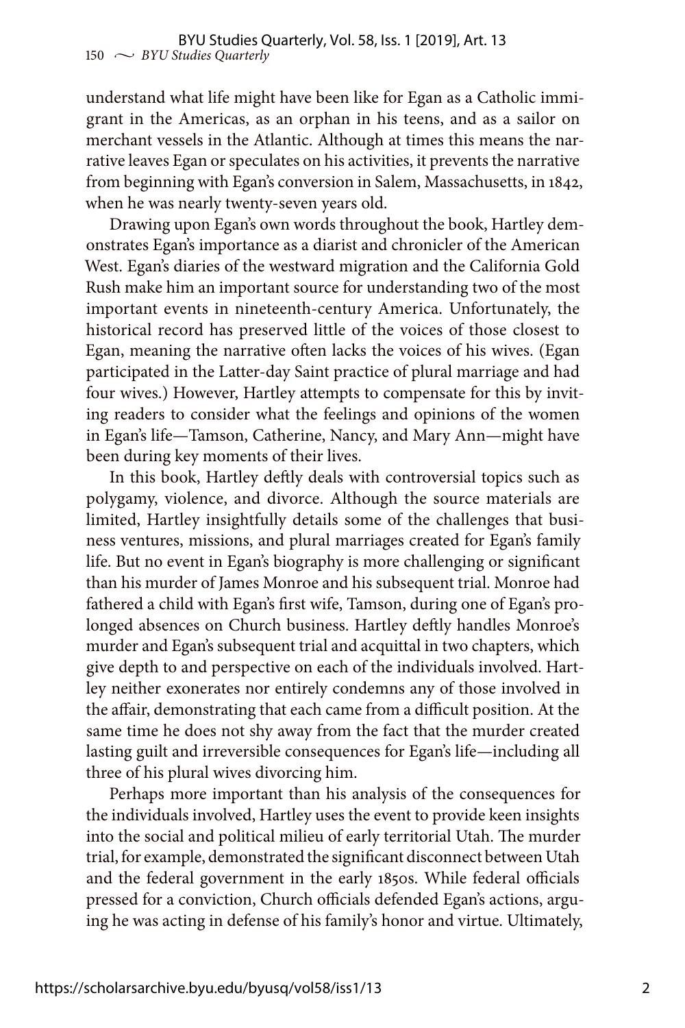understand what life might have been like for Egan as a Catholic immigrant in the Americas, as an orphan in his teens, and as a sailor on merchant vessels in the Atlantic. Although at times this means the narrative leaves Egan or speculates on his activities, it prevents the narrative from beginning with Egan's conversion in Salem, Massachusetts, in 1842, when he was nearly twenty-seven years old.

Drawing upon Egan's own words throughout the book, Hartley demonstrates Egan's importance as a diarist and chronicler of the American West. Egan's diaries of the westward migration and the California Gold Rush make him an important source for understanding two of the most important events in nineteenth-century America. Unfortunately, the historical record has preserved little of the voices of those closest to Egan, meaning the narrative often lacks the voices of his wives. (Egan participated in the Latter-day Saint practice of plural marriage and had four wives.) However, Hartley attempts to compensate for this by inviting readers to consider what the feelings and opinions of the women in Egan's life—Tamson, Catherine, Nancy, and Mary Ann—might have been during key moments of their lives.

In this book, Hartley deftly deals with controversial topics such as polygamy, violence, and divorce. Although the source materials are limited, Hartley insightfully details some of the challenges that business ventures, missions, and plural marriages created for Egan's family life. But no event in Egan's biography is more challenging or significant than his murder of James Monroe and his subsequent trial. Monroe had fathered a child with Egan's first wife, Tamson, during one of Egan's prolonged absences on Church business. Hartley deftly handles Monroe's murder and Egan's subsequent trial and acquittal in two chapters, which give depth to and perspective on each of the individuals involved. Hartley neither exonerates nor entirely condemns any of those involved in the affair, demonstrating that each came from a difficult position. At the same time he does not shy away from the fact that the murder created lasting guilt and irreversible consequences for Egan's life—including all three of his plural wives divorcing him.

Perhaps more important than his analysis of the consequences for the individuals involved, Hartley uses the event to provide keen insights into the social and political milieu of early territorial Utah. The murder trial, for example, demonstrated the significant disconnect between Utah and the federal government in the early 1850s. While federal officials pressed for a conviction, Church officials defended Egan's actions, arguing he was acting in defense of his family's honor and virtue. Ultimately,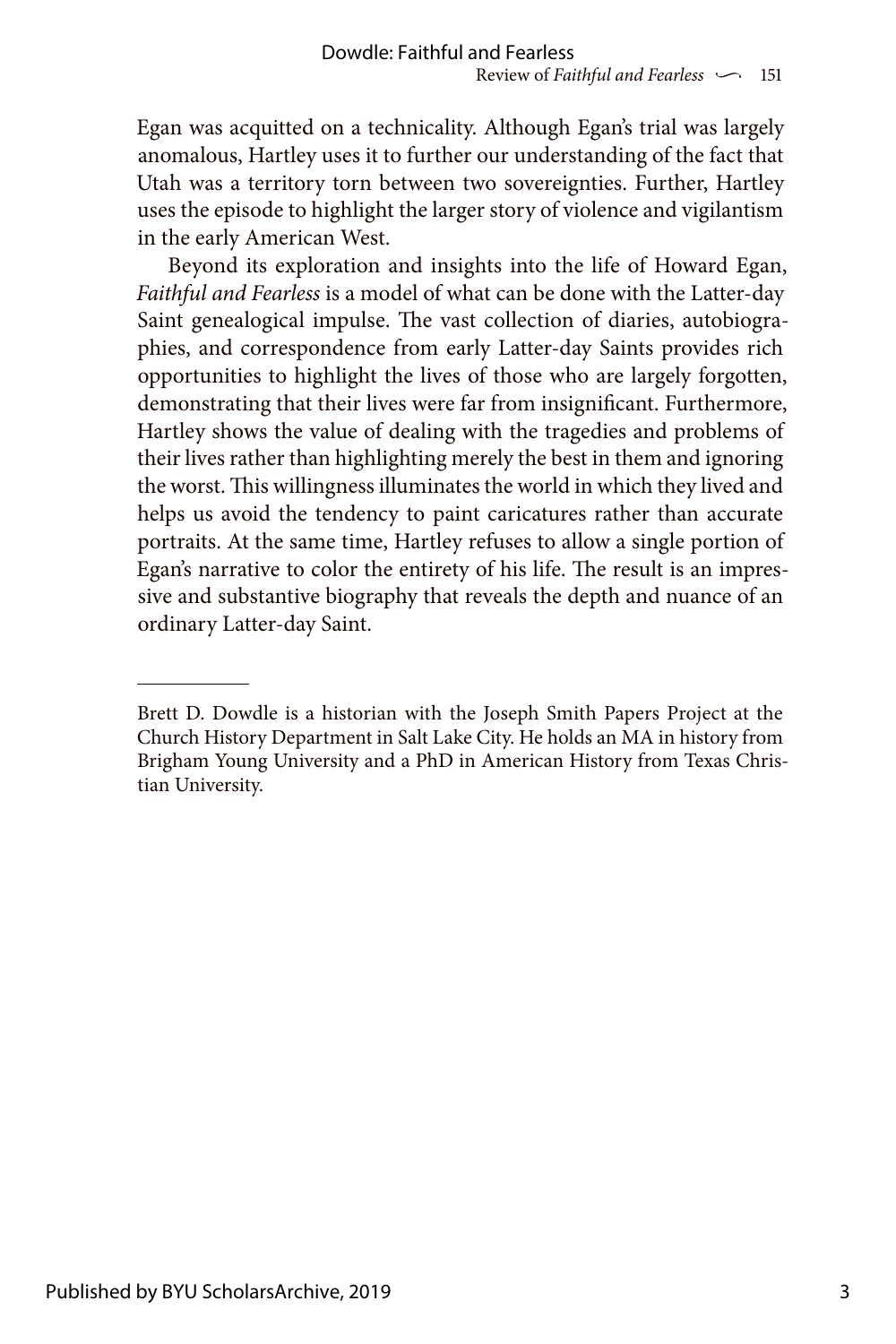Egan was acquitted on a technicality. Although Egan's trial was largely anomalous, Hartley uses it to further our understanding of the fact that Utah was a territory torn between two sovereignties. Further, Hartley uses the episode to highlight the larger story of violence and vigilantism in the early American West.

Beyond its exploration and insights into the life of Howard Egan, *Faithful and Fearless* is a model of what can be done with the Latter-day Saint genealogical impulse. The vast collection of diaries, autobiographies, and correspondence from early Latter-day Saints provides rich opportunities to highlight the lives of those who are largely forgotten, demonstrating that their lives were far from insignificant. Furthermore, Hartley shows the value of dealing with the tragedies and problems of their lives rather than highlighting merely the best in them and ignoring the worst. This willingness illuminates the world in which they lived and helps us avoid the tendency to paint caricatures rather than accurate portraits. At the same time, Hartley refuses to allow a single portion of Egan's narrative to color the entirety of his life. The result is an impressive and substantive biography that reveals the depth and nuance of an ordinary Latter-day Saint.

---

Brett D. Dowdle is a historian with the Joseph Smith Papers Project at the Church History Department in Salt Lake City. He holds an MA in history from Brigham Young University and a PhD in American History from Texas Christian University.